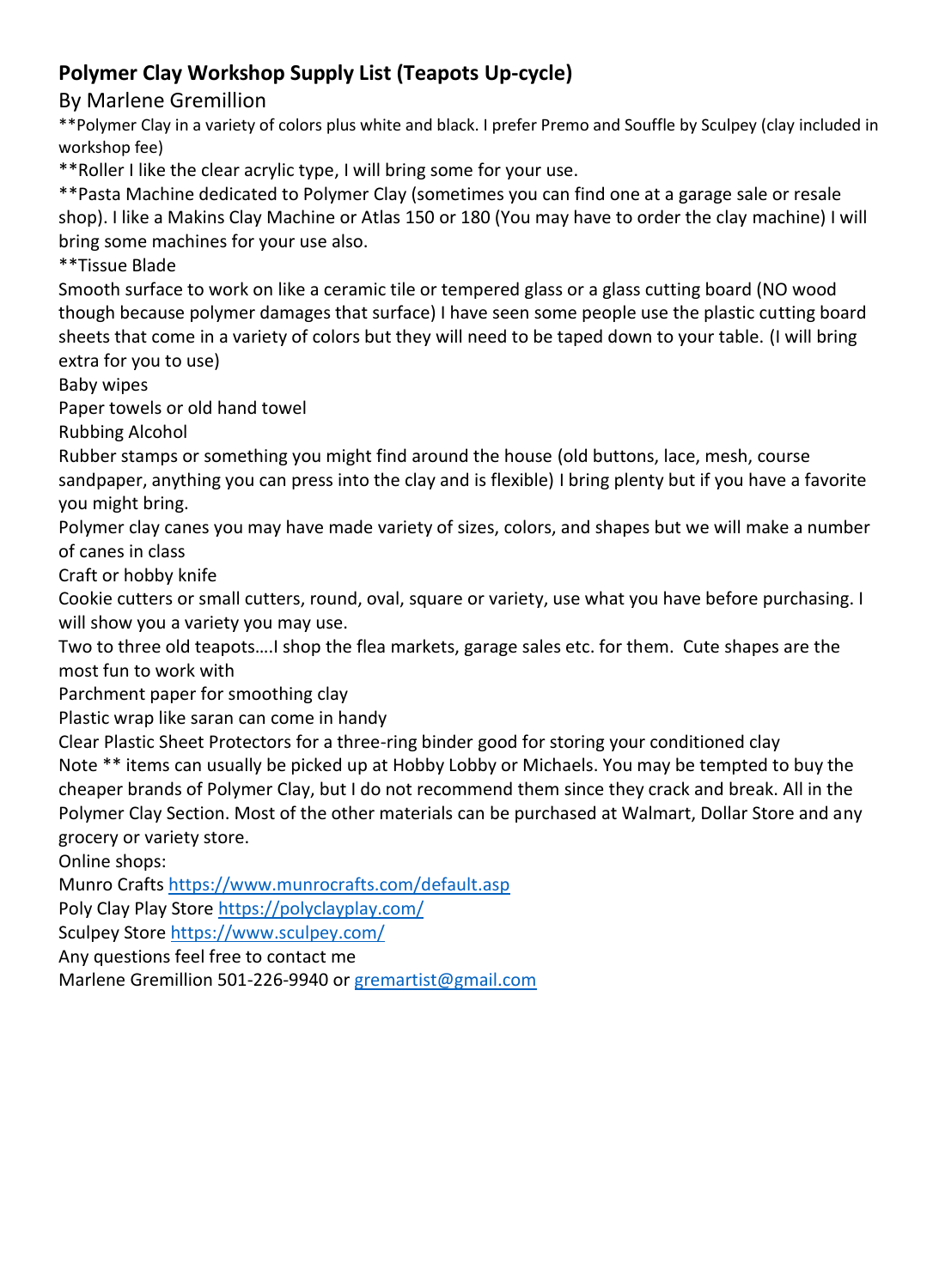# Polymer Clay Workshop Supply List (Teapots Up-cycle)

By Marlene Gremillion

**Polymer Clay in a variety of colors plus white and black. I prefer Premo and Souffle by Sculpey (clay included in workshop fee)

**Roller I like the clear acrylic type, I will bring some for your use.

**Pasta Machine dedicated to Polymer Clay (sometimes you can find one at a garage sale or resale shop). I like a Makins Clay Machine or Atlas 150 or 180 (You may have to order the clay machine) I will bring some machines for your use also.

**Tissue Blade

Smooth surface to work on like a ceramic tile or tempered glass or a glass cutting board (NO wood though because polymer damages that surface) I have seen some people use the plastic cutting board sheets that come in a variety of colors but they will need to be taped down to your table. (I will bring extra for you to use)

Baby wipes

Paper towels or old hand towel

Rubbing Alcohol

Rubber stamps or something you might find around the house (old buttons, lace, mesh, course sandpaper, anything you can press into the clay and is flexible) I bring plenty but if you have a favorite you might bring.

Polymer clay canes you may have made variety of sizes, colors, and shapes but we will make a number of canes in class

Craft or hobby knife

Cookie cutters or small cutters, round, oval, square or variety, use what you have before purchasing. I will show you a variety you may use.

Two to three old teapots….I shop the flea markets, garage sales etc. for them. Cute shapes are the most fun to work with

Parchment paper for smoothing clay

Plastic wrap like saran can come in handy

Clear Plastic Sheet Protectors for a three-ring binder good for storing your conditioned clay

Note ** items can usually be picked up at Hobby Lobby or Michaels. You may be tempted to buy the cheaper brands of Polymer Clay, but I do not recommend them since they crack and break. All in the Polymer Clay Section. Most of the other materials can be purchased at Walmart, Dollar Store and any grocery or variety store.

Online shops:

Munro Crafts [https://www.munrocrafts.com/default.asp](https://www.munrocrafts.com/default.asp)

Poly Clay Play Store [https://polyclayplay.com/](https://polyclayplay.com/)

Sculpey Store [https://www.sculpey.com/](https://www.sculpey.com/)

Any questions feel free to contact me

Marlene Gremillion 501-226-9940 or [gremartist@gmail.com](mailto:gremartist@gmail.com)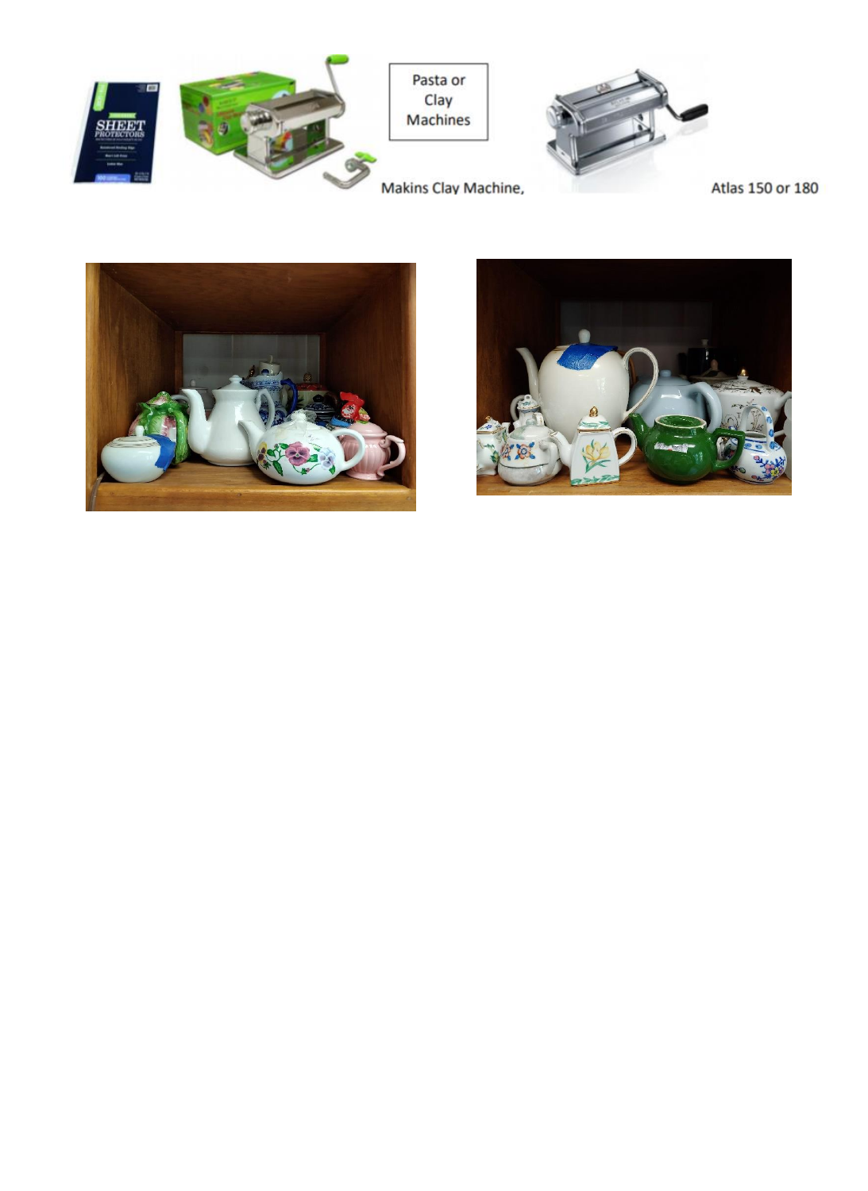Pasta or Clay Machines

Makins Clay Machine, Atlas 150 or 180